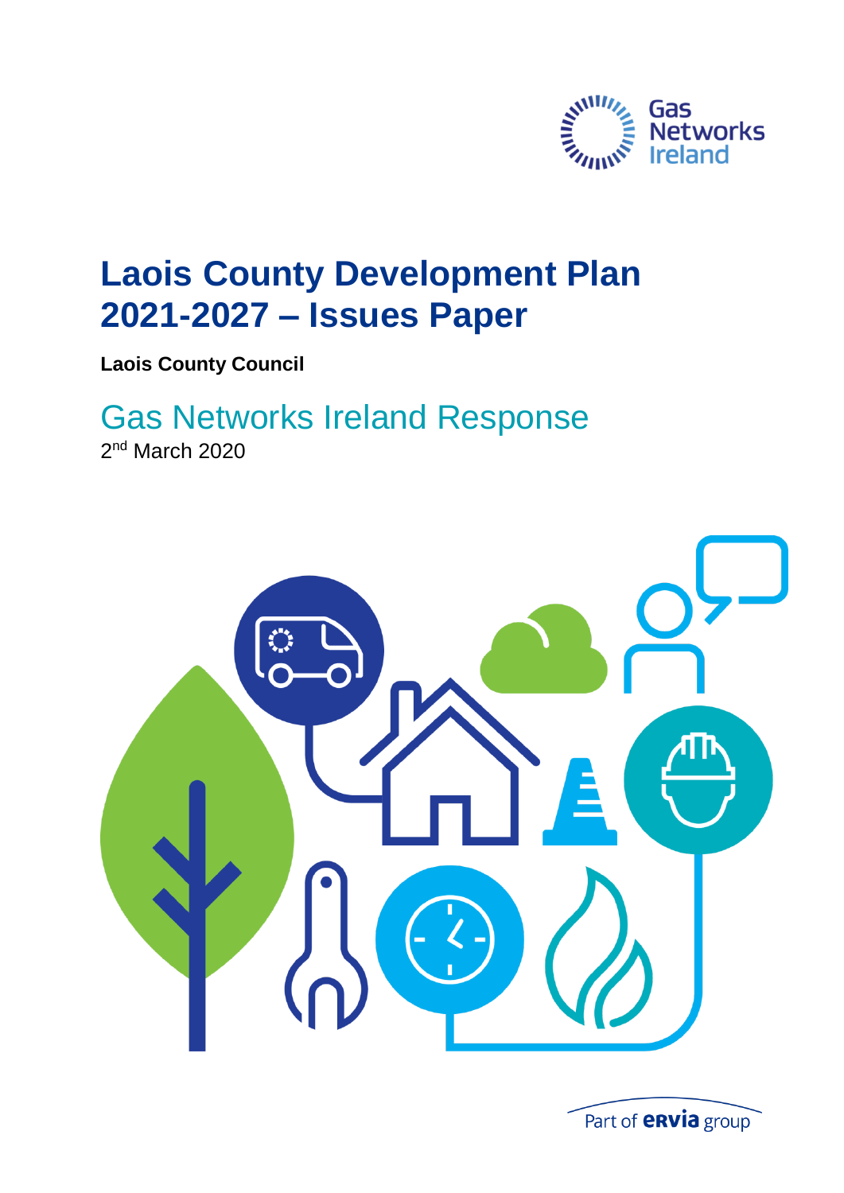# Laois County Development Plan 2021-2027 – Issues Paper

**Laois County Council**

## Gas Networks Ireland Response

2nd March 2020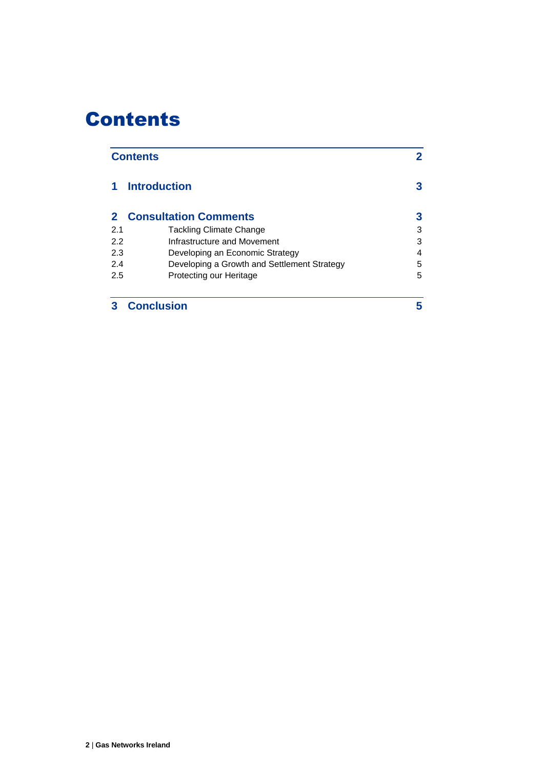# Contents

| | | |
|---|---|---|
| **Contents** | | **2** |
| **1** | **Introduction** | **3** |
| **2** | **Consultation Comments** | **3** |
| 2.1 | Tackling Climate Change | 3 |
| 2.2 | Infrastructure and Movement | 3 |
| 2.3 | Developing an Economic Strategy | 4 |
| 2.4 | Developing a Growth and Settlement Strategy | 5 |
| 2.5 | Protecting our Heritage | 5 |
| **3** | **Conclusion** | **5** |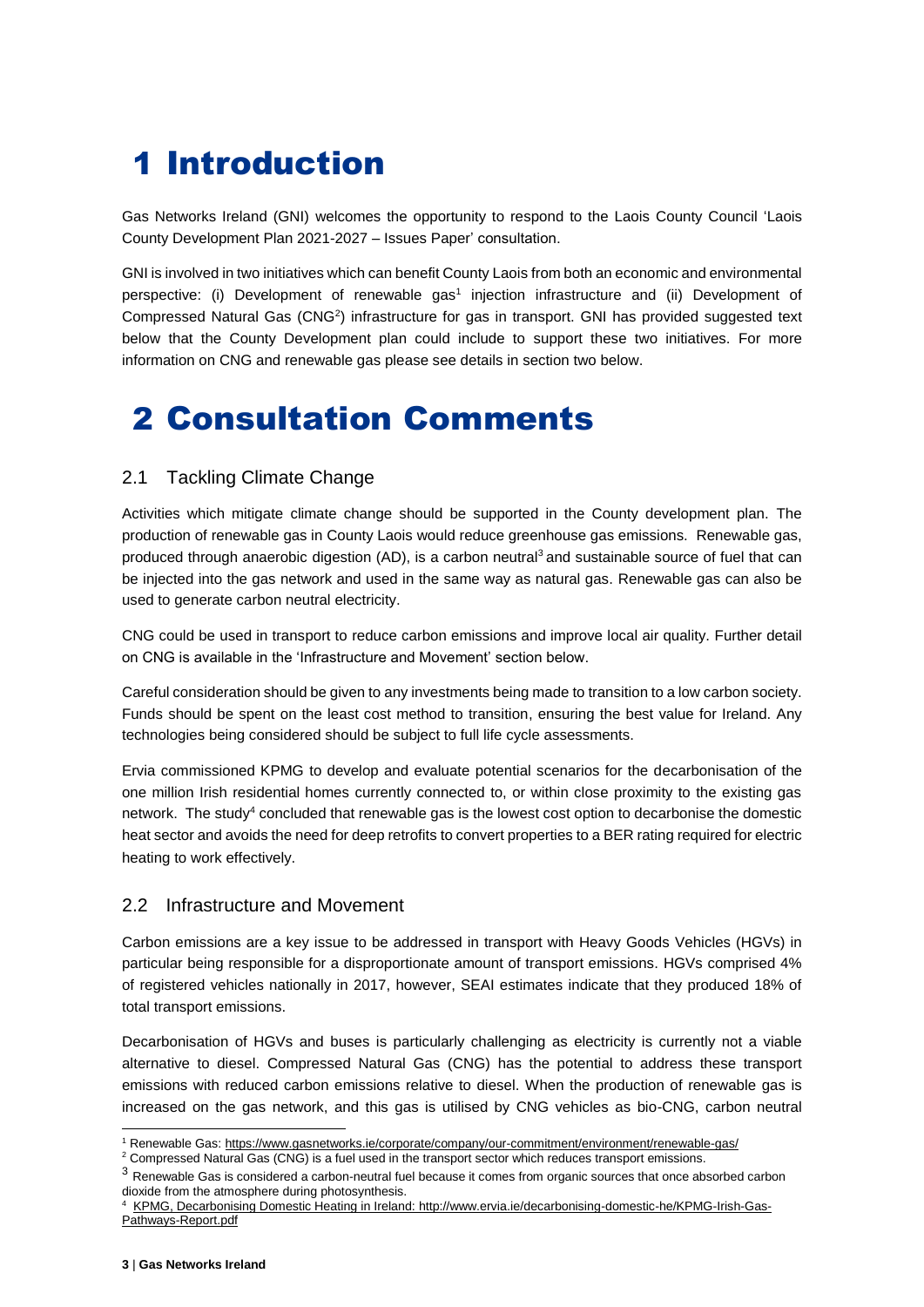# 1 Introduction

Gas Networks Ireland (GNI) welcomes the opportunity to respond to the Laois County Council 'Laois County Development Plan 2021-2027 – Issues Paper' consultation.

GNI is involved in two initiatives which can benefit County Laois from both an economic and environmental perspective: (i) Development of renewable gas[1] injection infrastructure and (ii) Development of Compressed Natural Gas (CNG[2]) infrastructure for gas in transport. GNI has provided suggested text below that the County Development plan could include to support these two initiatives. For more information on CNG and renewable gas please see details in section two below.

# 2 Consultation Comments

## 2.1 Tackling Climate Change

Activities which mitigate climate change should be supported in the County development plan. The production of renewable gas in County Laois would reduce greenhouse gas emissions. Renewable gas, produced through anaerobic digestion (AD), is a carbon neutral[3] and sustainable source of fuel that can be injected into the gas network and used in the same way as natural gas. Renewable gas can also be used to generate carbon neutral electricity.

CNG could be used in transport to reduce carbon emissions and improve local air quality. Further detail on CNG is available in the 'Infrastructure and Movement' section below.

Careful consideration should be given to any investments being made to transition to a low carbon society. Funds should be spent on the least cost method to transition, ensuring the best value for Ireland. Any technologies being considered should be subject to full life cycle assessments.

Ervia commissioned KPMG to develop and evaluate potential scenarios for the decarbonisation of the one million Irish residential homes currently connected to, or within close proximity to the existing gas network. The study[4] concluded that renewable gas is the lowest cost option to decarbonise the domestic heat sector and avoids the need for deep retrofits to convert properties to a BER rating required for electric heating to work effectively.

## 2.2 Infrastructure and Movement

Carbon emissions are a key issue to be addressed in transport with Heavy Goods Vehicles (HGVs) in particular being responsible for a disproportionate amount of transport emissions. HGVs comprised 4% of registered vehicles nationally in 2017, however, SEAI estimates indicate that they produced 18% of total transport emissions.

Decarbonisation of HGVs and buses is particularly challenging as electricity is currently not a viable alternative to diesel. Compressed Natural Gas (CNG) has the potential to address these transport emissions with reduced carbon emissions relative to diesel. When the production of renewable gas is increased on the gas network, and this gas is utilised by CNG vehicles as bio-CNG, carbon neutral

---

[1] Renewable Gas: https://www.gasnetworks.ie/corporate/company/our-commitment/environment/renewable-gas/

[2] Compressed Natural Gas (CNG) is a fuel used in the transport sector which reduces transport emissions.

[3] Renewable Gas is considered a carbon-neutral fuel because it comes from organic sources that once absorbed carbon dioxide from the atmosphere during photosynthesis.

[4] KPMG, Decarbonising Domestic Heating in Ireland: http://www.ervia.ie/decarbonising-domestic-he/KPMG-Irish-Gas-Pathways-Report.pdf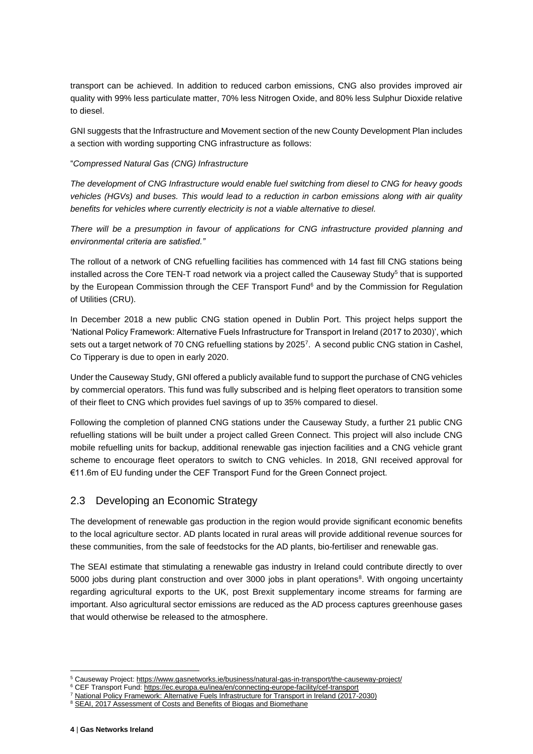transport can be achieved. In addition to reduced carbon emissions, CNG also provides improved air quality with 99% less particulate matter, 70% less Nitrogen Oxide, and 80% less Sulphur Dioxide relative to diesel.

GNI suggests that the Infrastructure and Movement section of the new County Development Plan includes a section with wording supporting CNG infrastructure as follows:

"*Compressed Natural Gas (CNG) Infrastructure*

*The development of CNG Infrastructure would enable fuel switching from diesel to CNG for heavy goods vehicles (HGVs) and buses. This would lead to a reduction in carbon emissions along with air quality benefits for vehicles where currently electricity is not a viable alternative to diesel.*

*There will be a presumption in favour of applications for CNG infrastructure provided planning and environmental criteria are satisfied."*

The rollout of a network of CNG refuelling facilities has commenced with 14 fast fill CNG stations being installed across the Core TEN-T road network via a project called the Causeway Study[5] that is supported by the European Commission through the CEF Transport Fund[6] and by the Commission for Regulation of Utilities (CRU).

In December 2018 a new public CNG station opened in Dublin Port. This project helps support the 'National Policy Framework: Alternative Fuels Infrastructure for Transport in Ireland (2017 to 2030)', which sets out a target network of 70 CNG refuelling stations by 2025[7]. A second public CNG station in Cashel, Co Tipperary is due to open in early 2020.

Under the Causeway Study, GNI offered a publicly available fund to support the purchase of CNG vehicles by commercial operators. This fund was fully subscribed and is helping fleet operators to transition some of their fleet to CNG which provides fuel savings of up to 35% compared to diesel.

Following the completion of planned CNG stations under the Causeway Study, a further 21 public CNG refuelling stations will be built under a project called Green Connect. This project will also include CNG mobile refuelling units for backup, additional renewable gas injection facilities and a CNG vehicle grant scheme to encourage fleet operators to switch to CNG vehicles. In 2018, GNI received approval for €11.6m of EU funding under the CEF Transport Fund for the Green Connect project.

## 2.3 Developing an Economic Strategy

The development of renewable gas production in the region would provide significant economic benefits to the local agriculture sector. AD plants located in rural areas will provide additional revenue sources for these communities, from the sale of feedstocks for the AD plants, bio-fertiliser and renewable gas.

The SEAI estimate that stimulating a renewable gas industry in Ireland could contribute directly to over 5000 jobs during plant construction and over 3000 jobs in plant operations[8]. With ongoing uncertainty regarding agricultural exports to the UK, post Brexit supplementary income streams for farming are important. Also agricultural sector emissions are reduced as the AD process captures greenhouse gases that would otherwise be released to the atmosphere.

---

[5] Causeway Project: https://www.gasnetworks.ie/business/natural-gas-in-transport/the-causeway-project/

[6] CEF Transport Fund: https://ec.europa.eu/inea/en/connecting-europe-facility/cef-transport

[7] National Policy Framework: Alternative Fuels Infrastructure for Transport in Ireland (2017-2030)

[8] SEAI, 2017 Assessment of Costs and Benefits of Biogas and Biomethane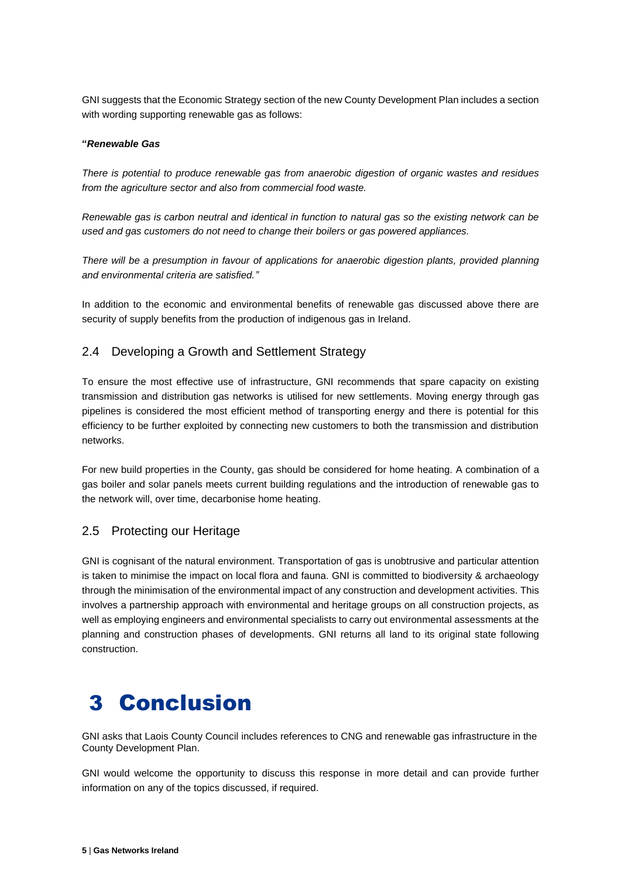GNI suggests that the Economic Strategy section of the new County Development Plan includes a section with wording supporting renewable gas as follows:

**"*Renewable Gas***

*There is potential to produce renewable gas from anaerobic digestion of organic wastes and residues from the agriculture sector and also from commercial food waste.*

*Renewable gas is carbon neutral and identical in function to natural gas so the existing network can be used and gas customers do not need to change their boilers or gas powered appliances.*

*There will be a presumption in favour of applications for anaerobic digestion plants, provided planning and environmental criteria are satisfied."*

In addition to the economic and environmental benefits of renewable gas discussed above there are security of supply benefits from the production of indigenous gas in Ireland.

## 2.4 Developing a Growth and Settlement Strategy

To ensure the most effective use of infrastructure, GNI recommends that spare capacity on existing transmission and distribution gas networks is utilised for new settlements. Moving energy through gas pipelines is considered the most efficient method of transporting energy and there is potential for this efficiency to be further exploited by connecting new customers to both the transmission and distribution networks.

For new build properties in the County, gas should be considered for home heating. A combination of a gas boiler and solar panels meets current building regulations and the introduction of renewable gas to the network will, over time, decarbonise home heating.

## 2.5 Protecting our Heritage

GNI is cognisant of the natural environment. Transportation of gas is unobtrusive and particular attention is taken to minimise the impact on local flora and fauna. GNI is committed to biodiversity & archaeology through the minimisation of the environmental impact of any construction and development activities. This involves a partnership approach with environmental and heritage groups on all construction projects, as well as employing engineers and environmental specialists to carry out environmental assessments at the planning and construction phases of developments. GNI returns all land to its original state following construction.

# 3 Conclusion

GNI asks that Laois County Council includes references to CNG and renewable gas infrastructure in the County Development Plan.

GNI would welcome the opportunity to discuss this response in more detail and can provide further information on any of the topics discussed, if required.